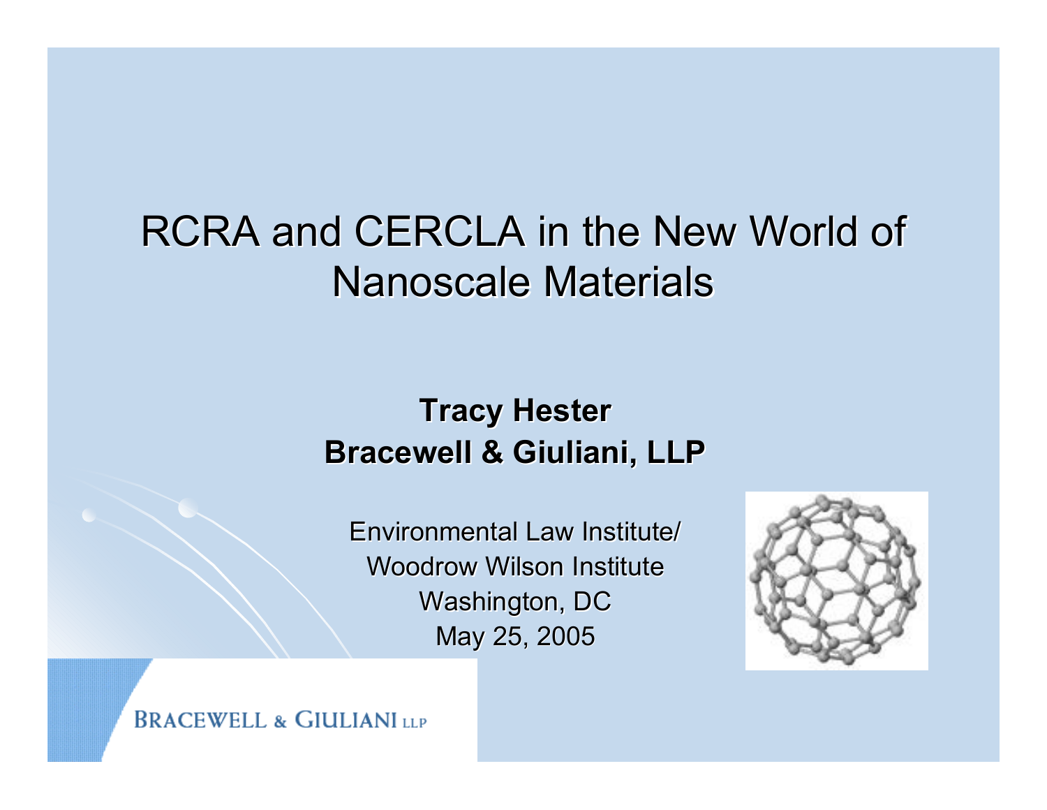# RCRA and CERCLA in the New World of Nanoscale Materials

**Tracy Hester**
**Bracewell & Giuliani, LLP**

Environmental Law Institute/
Woodrow Wilson Institute
Washington, DC
May 25, 2005

BRACEWELL & GIULIANI LLP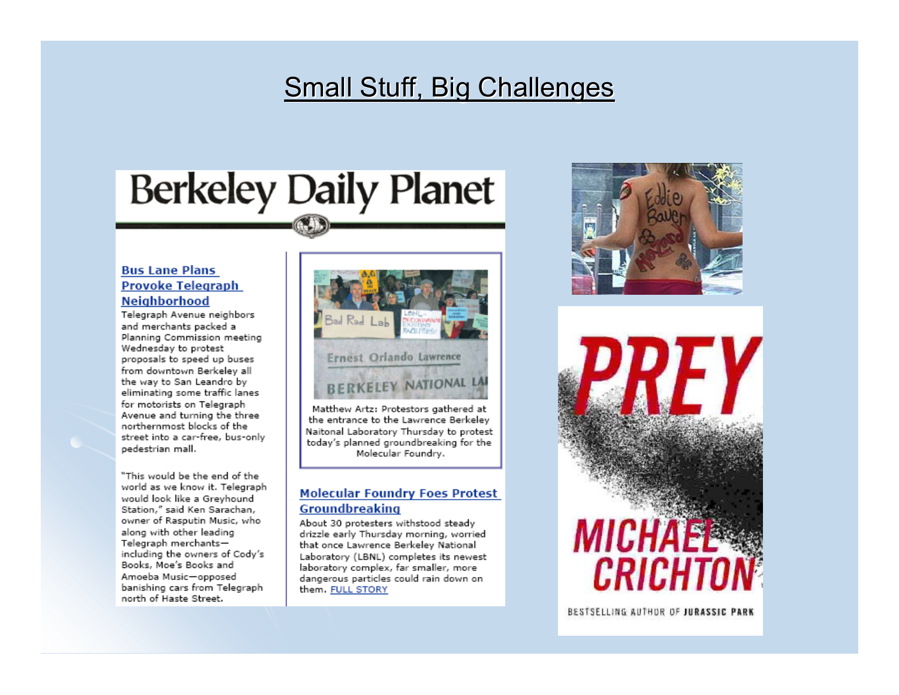# Small Stuff, Big Challenges

**Berkeley Daily Planet**

**Bus Lane Plans Provoke Telegraph Neighborhood**

Telegraph Avenue neighbors and merchants packed a Planning Commission meeting Wednesday to protest proposals to speed up buses from downtown Berkeley all the way to San Leandro by eliminating some traffic lanes for motorists on Telegraph Avenue and turning the three northernmost blocks of the street into a car-free, bus-only pedestrian mall.

"This would be the end of the world as we know it. Telegraph would look like a Greyhound Station," said Ken Sarachan, owner of Rasputin Music, who along with other leading Telegraph merchants—including the owners of Cody's Books, Moe's Books and Amoeba Music—opposed banishing cars from Telegraph north of Haste Street.

Matthew Artz: Protestors gathered at the entrance to the Lawrence Berkeley Naitonal Laboratory Thursday to protest today's planned groundbreaking for the Molecular Foundry.

**Molecular Foundry Foes Protest Groundbreaking**

About 30 protesters withstood steady drizzle early Thursday morning, worried that once Lawrence Berkeley National Laboratory (LBNL) completes its newest laboratory complex, far smaller, more dangerous particles could rain down on them. FULL STORY

PREY

MICHAEL CRICHTON

BESTSELLING AUTHOR OF JURASSIC PARK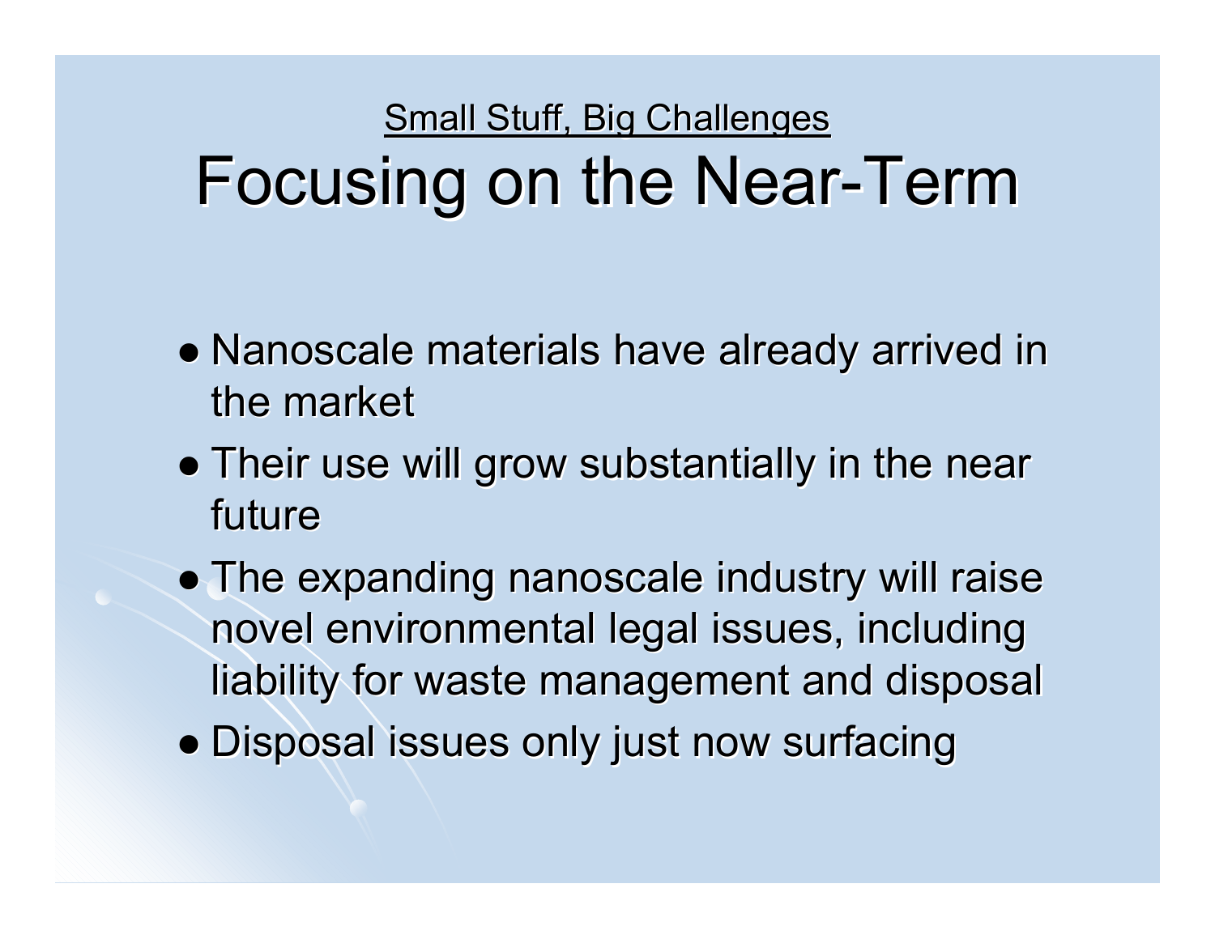<u>Small Stuff, Big Challenges</u>

# Focusing on the Near-Term

- Nanoscale materials have already arrived in the market
- Their use will grow substantially in the near future
- The expanding nanoscale industry will raise novel environmental legal issues, including liability for waste management and disposal
- Disposal issues only just now surfacing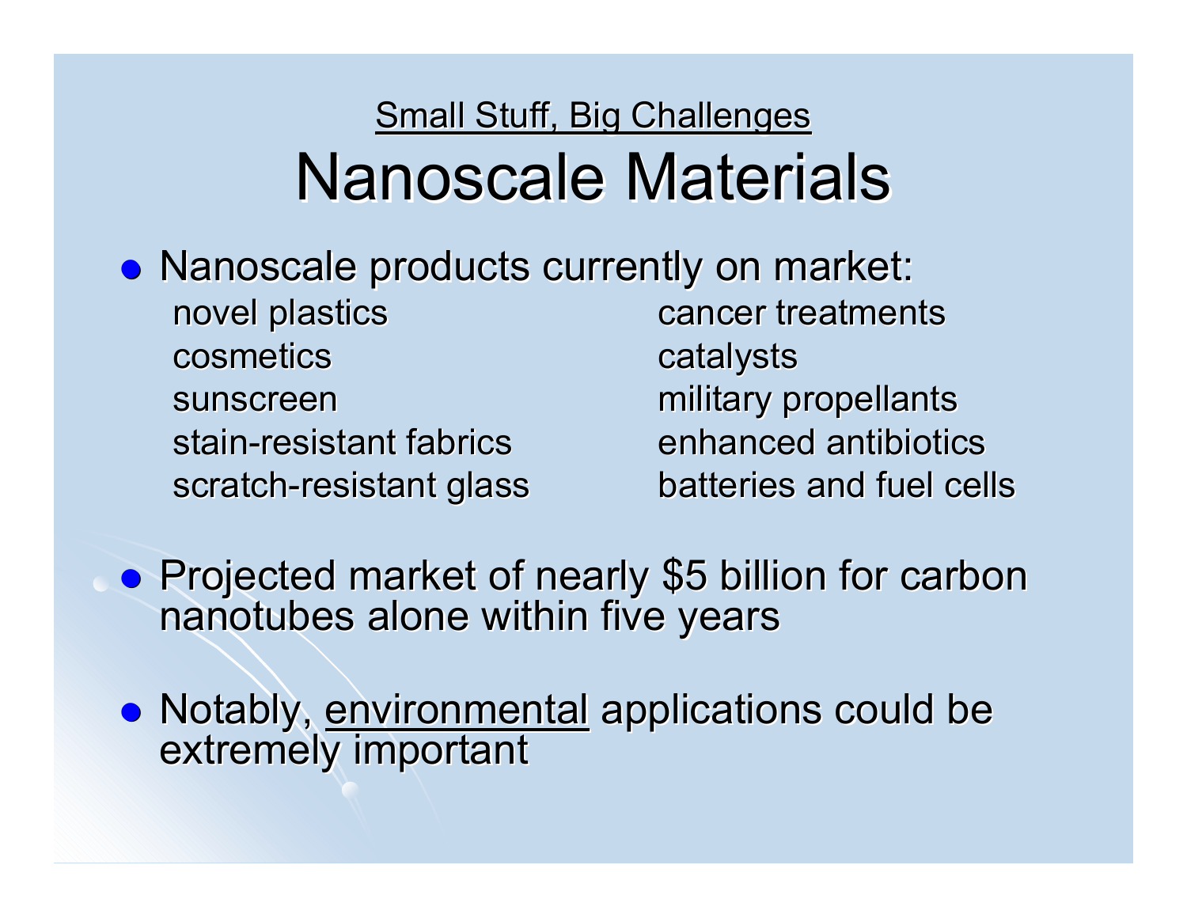<u>Small Stuff, Big Challenges</u>

# Nanoscale Materials

- Nanoscale products currently on market:

  novel plastics
  cosmetics
  sunscreen
  stain-resistant fabrics
  scratch-resistant glass
  cancer treatments
  catalysts
  military propellants
  enhanced antibiotics
  batteries and fuel cells

- Projected market of nearly $5 billion for carbon nanotubes alone within five years

- Notably, <u>environmental</u> applications could be extremely important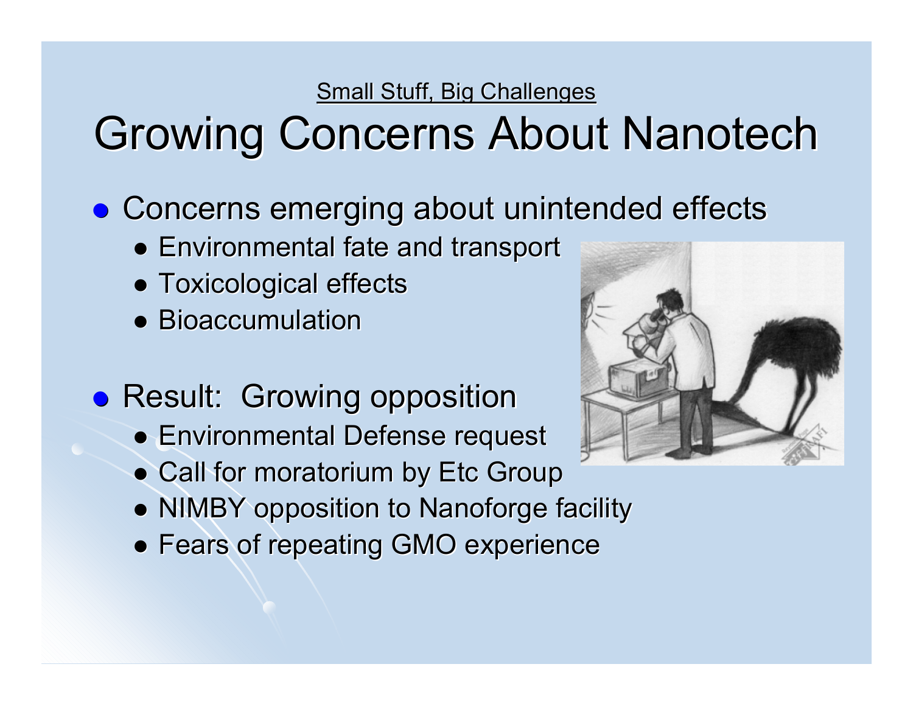Small Stuff, Big Challenges

# Growing Concerns About Nanotech

- Concerns emerging about unintended effects
  - Environmental fate and transport
  - Toxicological effects
  - Bioaccumulation
- Result: Growing opposition
  - Environmental Defense request
  - Call for moratorium by Etc Group
  - NIMBY opposition to Nanoforge facility
  - Fears of repeating GMO experience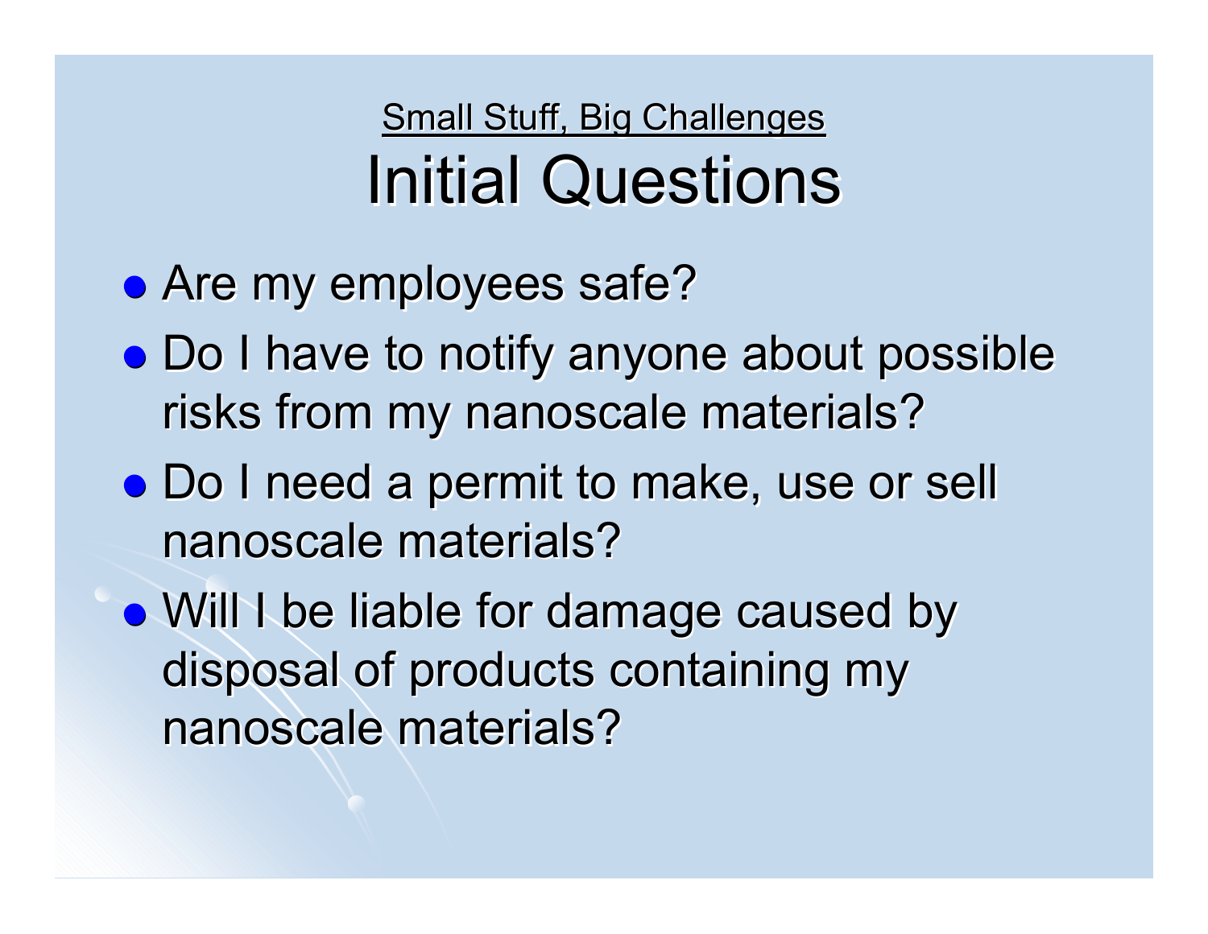Small Stuff, Big Challenges

# Initial Questions

- Are my employees safe?
- Do I have to notify anyone about possible risks from my nanoscale materials?
- Do I need a permit to make, use or sell nanoscale materials?
- Will I be liable for damage caused by disposal of products containing my nanoscale materials?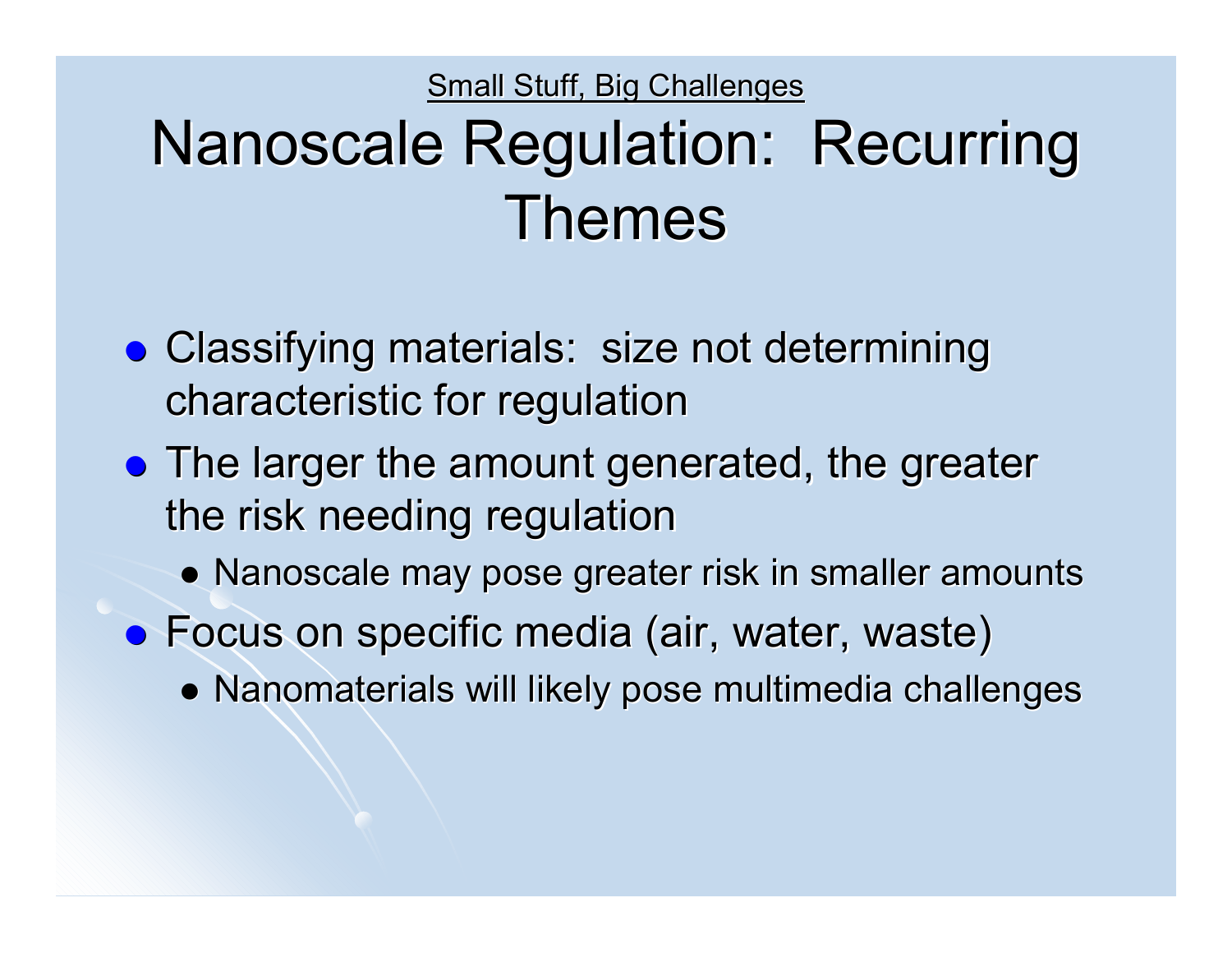Small Stuff, Big Challenges

# Nanoscale Regulation: Recurring Themes

- Classifying materials: size not determining characteristic for regulation
- The larger the amount generated, the greater the risk needing regulation
  - Nanoscale may pose greater risk in smaller amounts
- Focus on specific media (air, water, waste)
  - Nanomaterials will likely pose multimedia challenges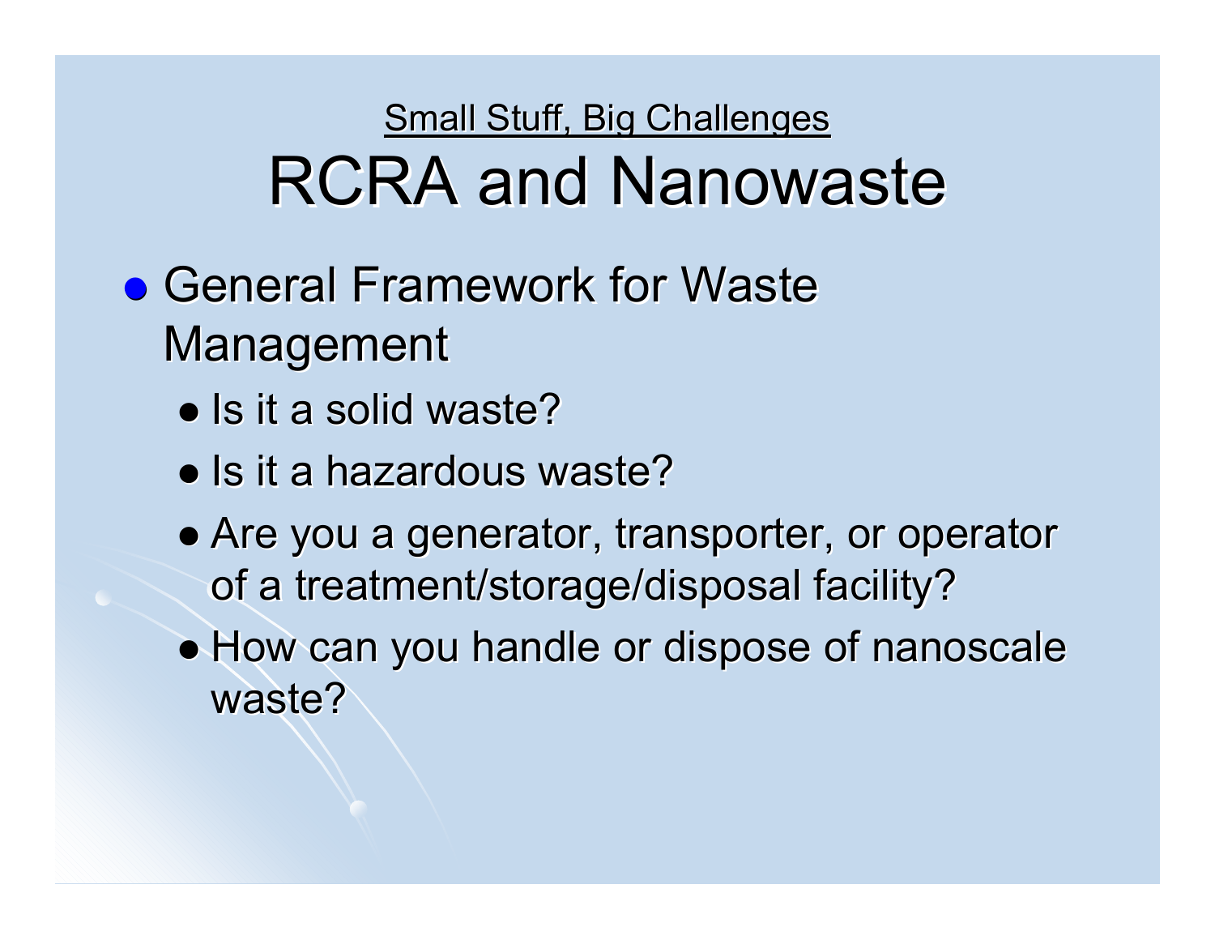Small Stuff, Big Challenges

# RCRA and Nanowaste

- General Framework for Waste Management
  - Is it a solid waste?
  - Is it a hazardous waste?
  - Are you a generator, transporter, or operator of a treatment/storage/disposal facility?
  - How can you handle or dispose of nanoscale waste?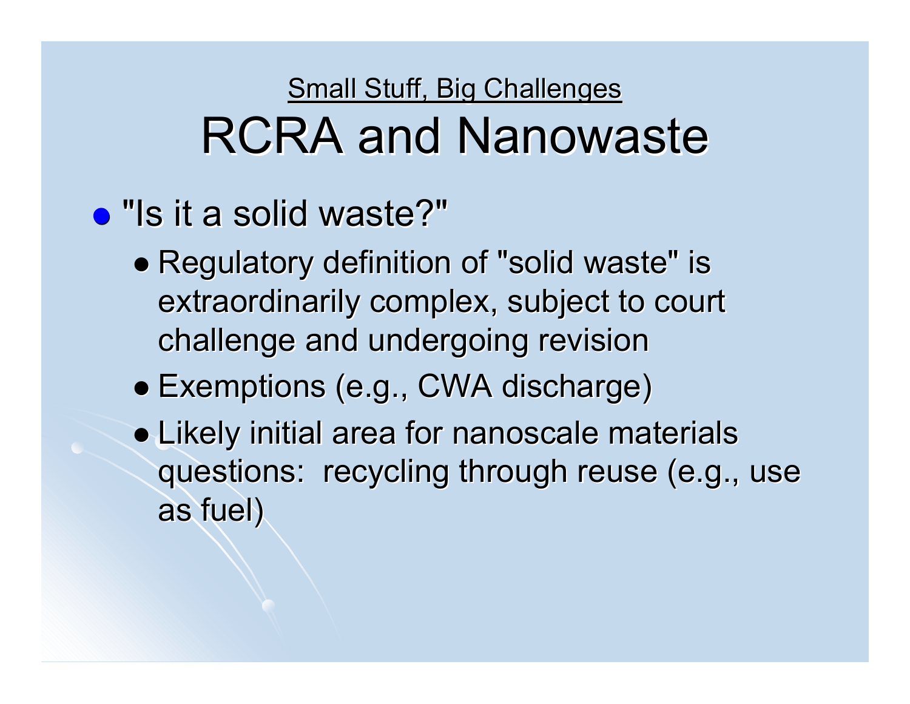<u>Small Stuff, Big Challenges</u>

# RCRA and Nanowaste

- "Is it a solid waste?"
  - Regulatory definition of "solid waste" is extraordinarily complex, subject to court challenge and undergoing revision
  - Exemptions (e.g., CWA discharge)
  - Likely initial area for nanoscale materials questions: recycling through reuse (e.g., use as fuel)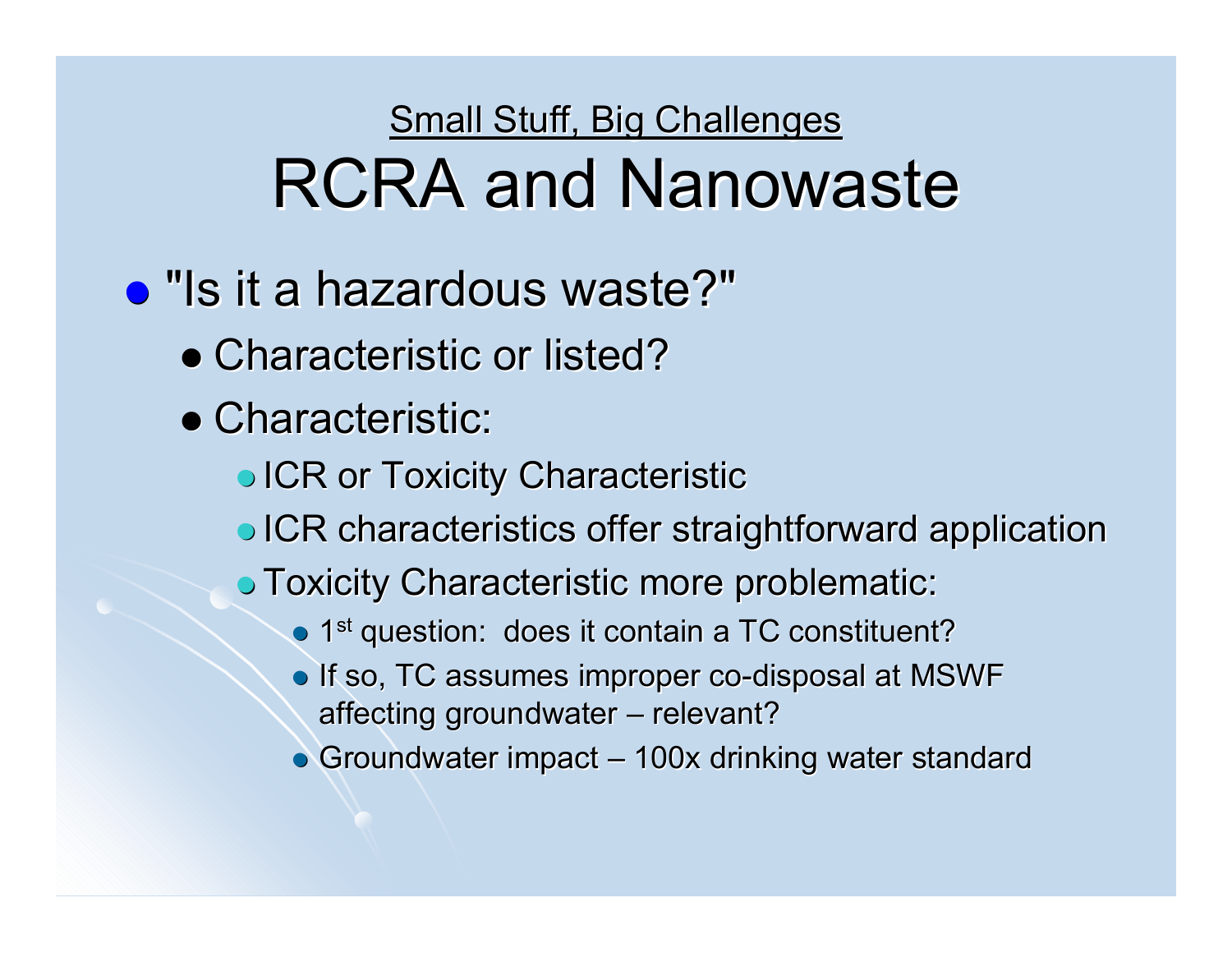Small Stuff, Big Challenges

# RCRA and Nanowaste

- "Is it a hazardous waste?"
  - Characteristic or listed?
  - Characteristic:
    - ICR or Toxicity Characteristic
    - ICR characteristics offer straightforward application
    - Toxicity Characteristic more problematic:
      - 1st question: does it contain a TC constituent?
      - If so, TC assumes improper co-disposal at MSWF affecting groundwater – relevant?
      - Groundwater impact – 100x drinking water standard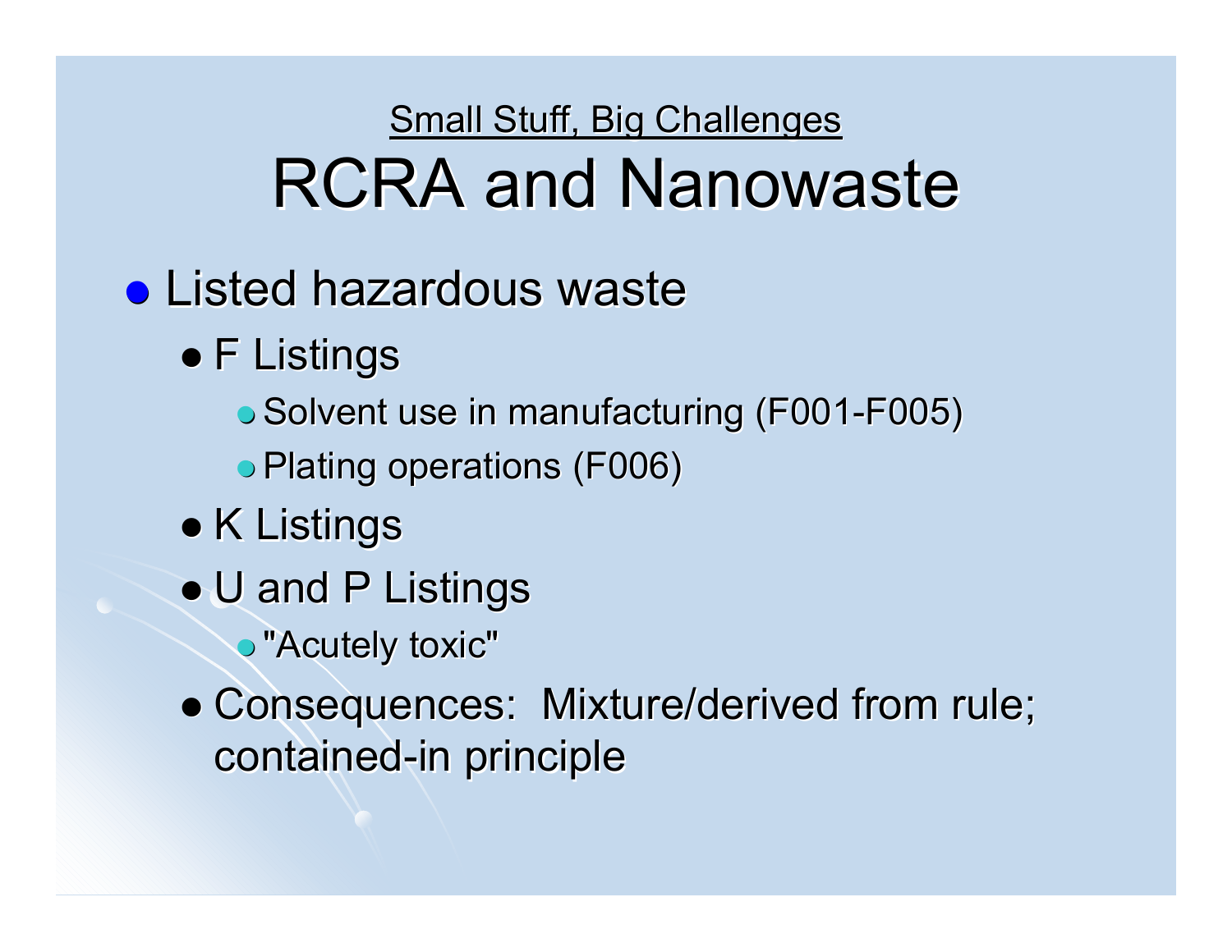Small Stuff, Big Challenges

# RCRA and Nanowaste

- Listed hazardous waste
  - F Listings
    - Solvent use in manufacturing (F001-F005)
    - Plating operations (F006)
  - K Listings
  - U and P Listings
    - "Acutely toxic"
  - Consequences: Mixture/derived from rule; contained-in principle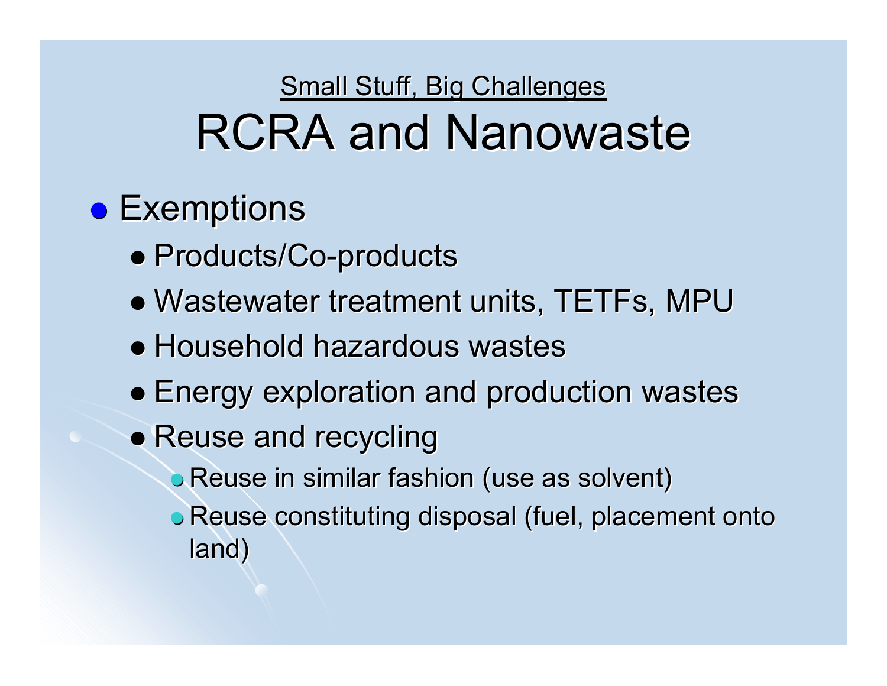Small Stuff, Big Challenges

# RCRA and Nanowaste

- Exemptions
  - Products/Co-products
  - Wastewater treatment units, TETFs, MPU
  - Household hazardous wastes
  - Energy exploration and production wastes
  - Reuse and recycling
    - Reuse in similar fashion (use as solvent)
    - Reuse constituting disposal (fuel, placement onto land)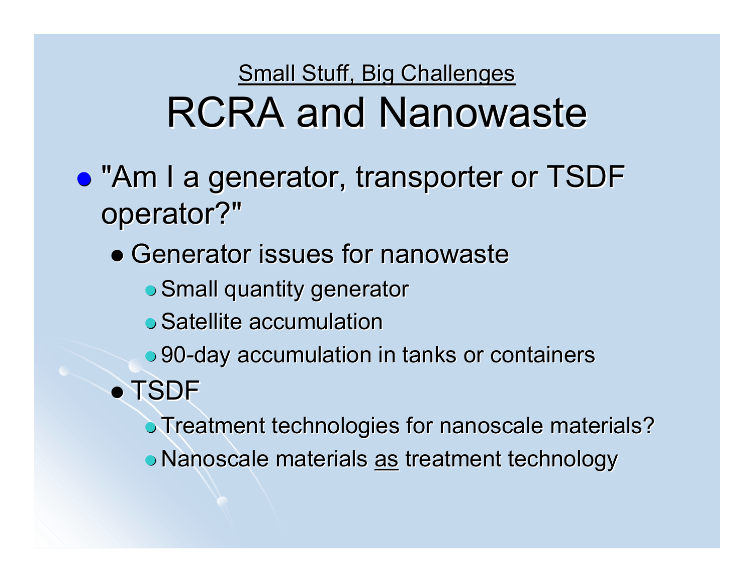Small Stuff, Big Challenges

# RCRA and Nanowaste

- "Am I a generator, transporter or TSDF operator?"
  - Generator issues for nanowaste
    - Small quantity generator
    - Satellite accumulation
    - 90-day accumulation in tanks or containers
  - TSDF
    - Treatment technologies for nanoscale materials?
    - Nanoscale materials as treatment technology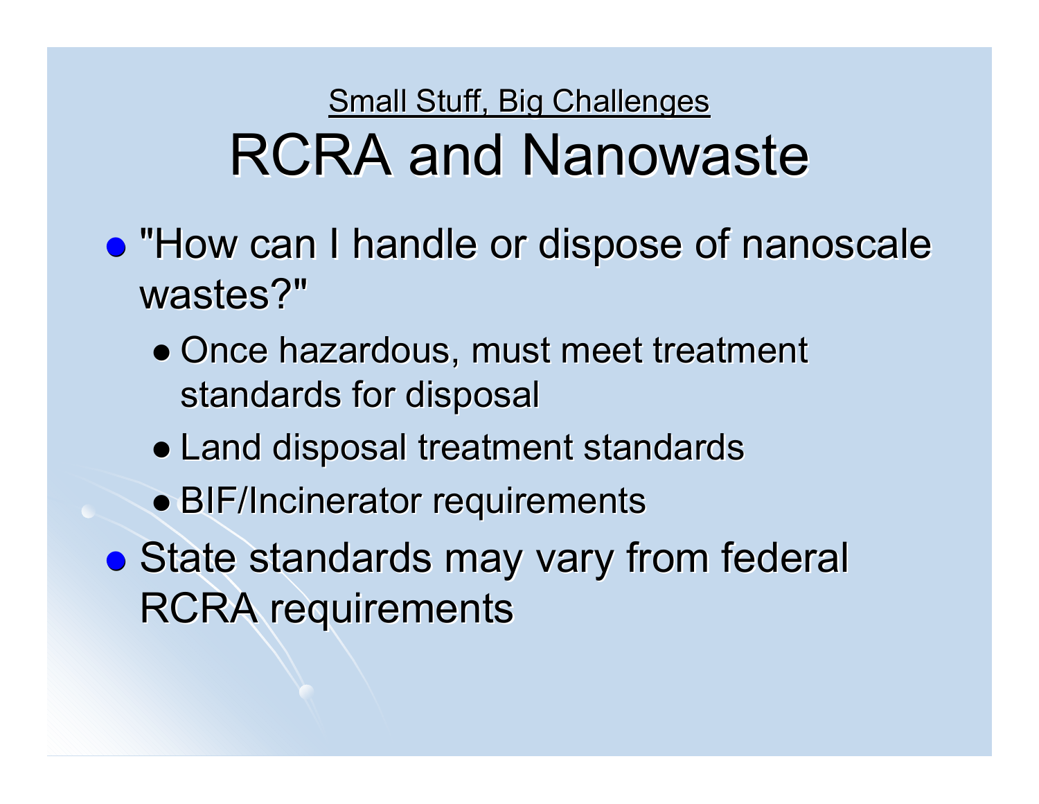Small Stuff, Big Challenges

# RCRA and Nanowaste

- "How can I handle or dispose of nanoscale wastes?"
  - Once hazardous, must meet treatment standards for disposal
  - Land disposal treatment standards
  - BIF/Incinerator requirements
- State standards may vary from federal RCRA requirements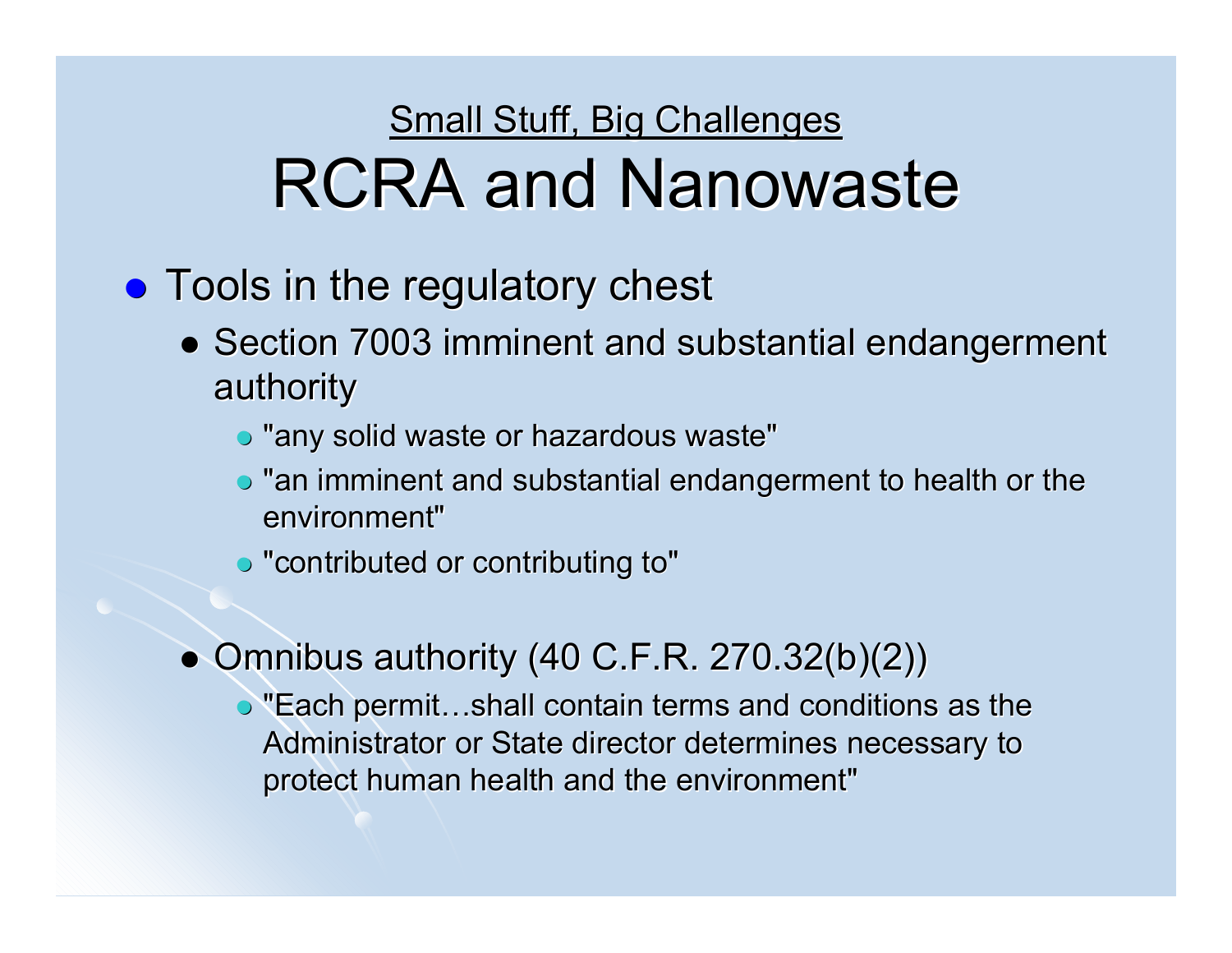Small Stuff, Big Challenges

# RCRA and Nanowaste

- Tools in the regulatory chest
  - Section 7003 imminent and substantial endangerment authority
    - "any solid waste or hazardous waste"
    - "an imminent and substantial endangerment to health or the environment"
    - "contributed or contributing to"
  - Omnibus authority (40 C.F.R. 270.32(b)(2))
    - "Each permit…shall contain terms and conditions as the Administrator or State director determines necessary to protect human health and the environment"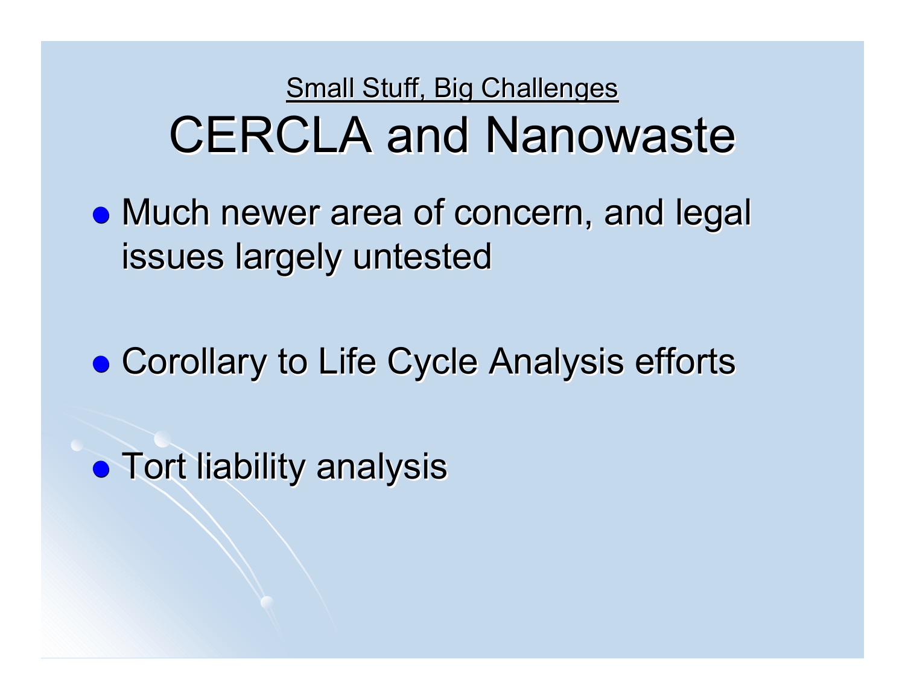<u>Small Stuff, Big Challenges</u>

# CERCLA and Nanowaste

- Much newer area of concern, and legal issues largely untested
- Corollary to Life Cycle Analysis efforts
- Tort liability analysis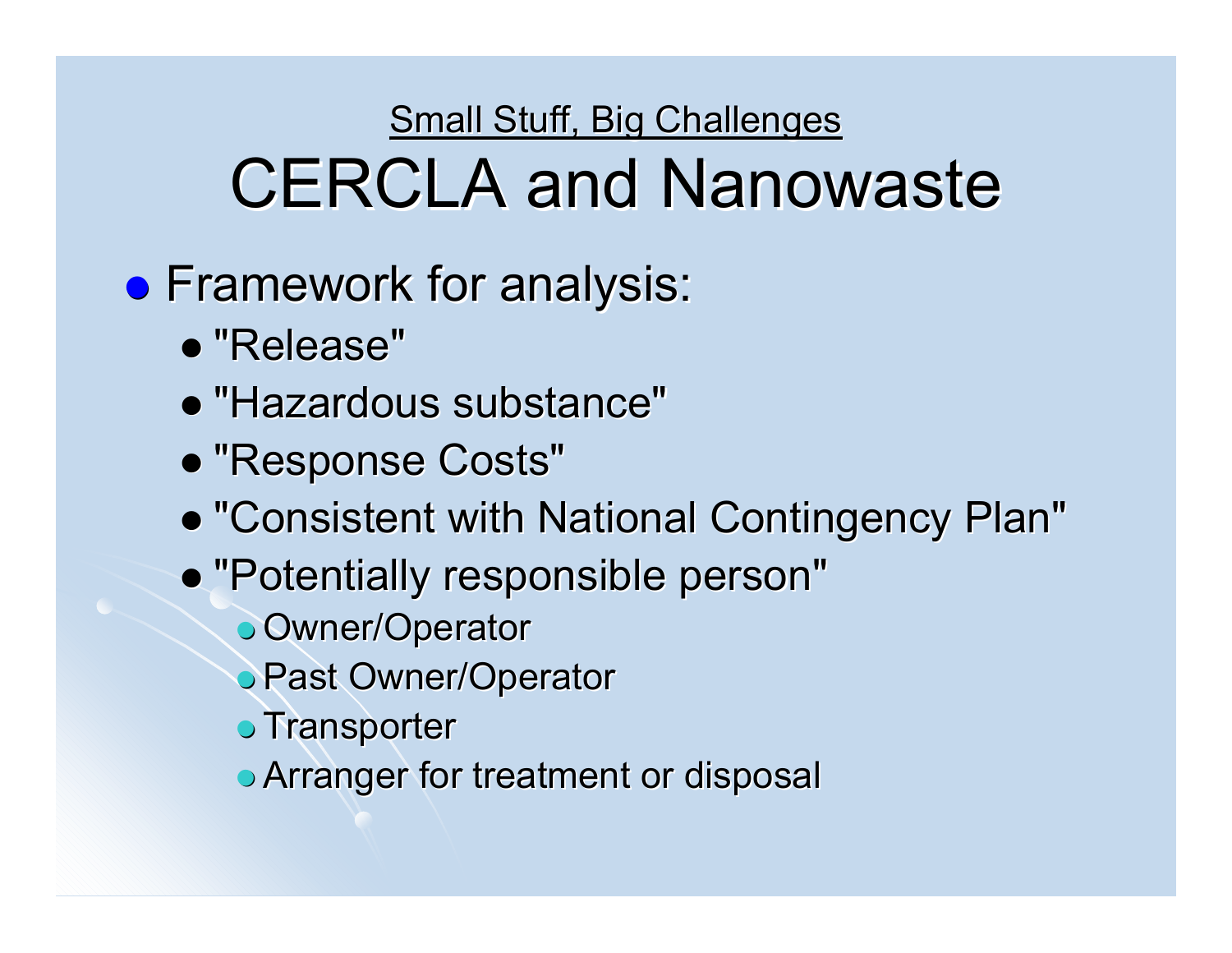Small Stuff, Big Challenges

# CERCLA and Nanowaste

- Framework for analysis:
  - "Release"
  - "Hazardous substance"
  - "Response Costs"
  - "Consistent with National Contingency Plan"
  - "Potentially responsible person"
    - Owner/Operator
    - Past Owner/Operator
    - Transporter
    - Arranger for treatment or disposal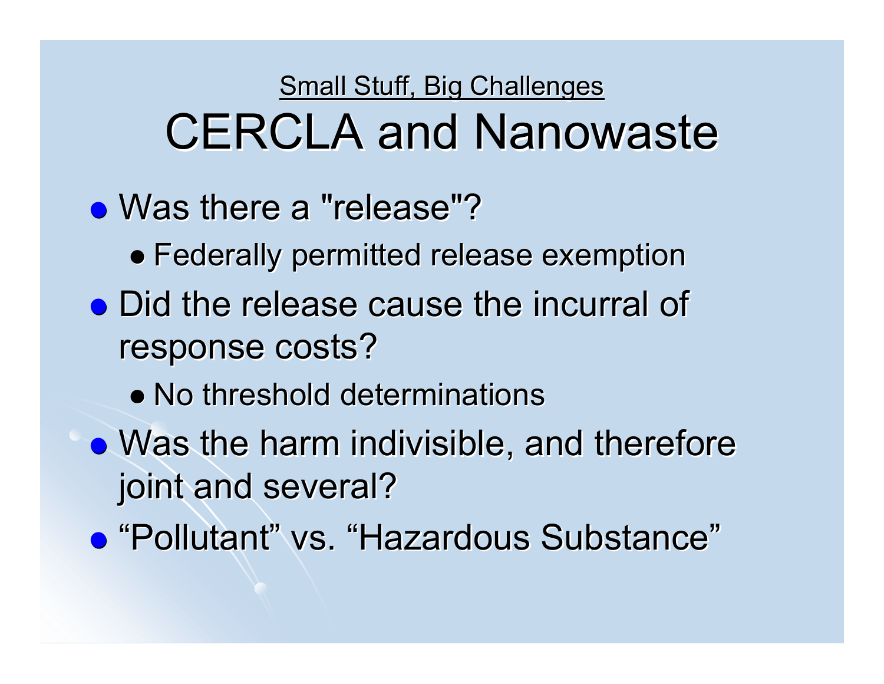Small Stuff, Big Challenges

# CERCLA and Nanowaste

- Was there a "release"?
  - Federally permitted release exemption
- Did the release cause the incurral of response costs?
  - No threshold determinations
- Was the harm indivisible, and therefore joint and several?
- “Pollutant” vs. “Hazardous Substance”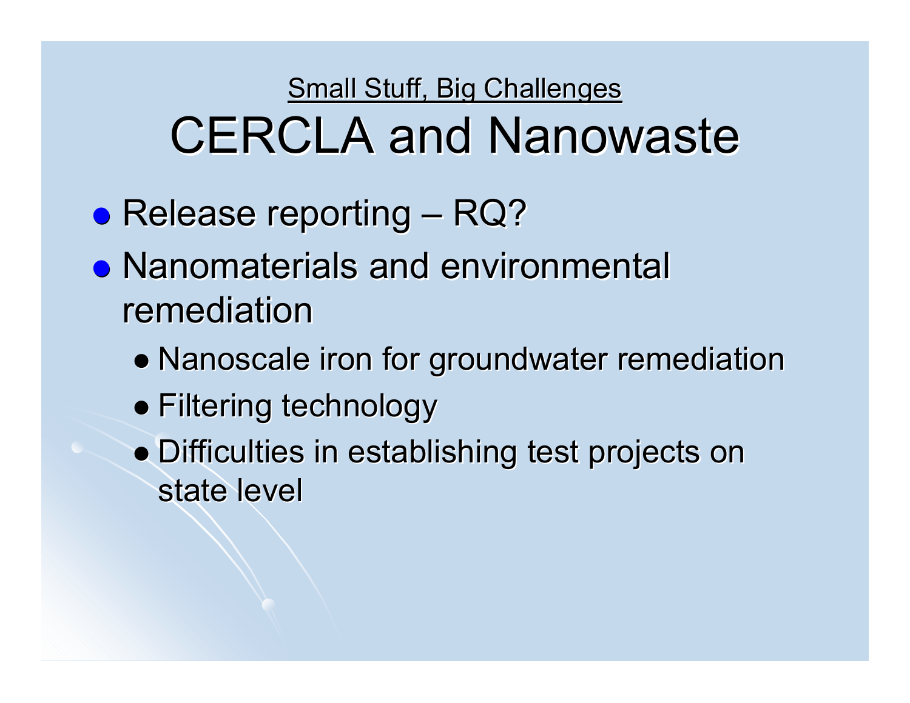<u>Small Stuff, Big Challenges</u>

# CERCLA and Nanowaste

- Release reporting – RQ?
- Nanomaterials and environmental remediation
  - Nanoscale iron for groundwater remediation
  - Filtering technology
  - Difficulties in establishing test projects on state level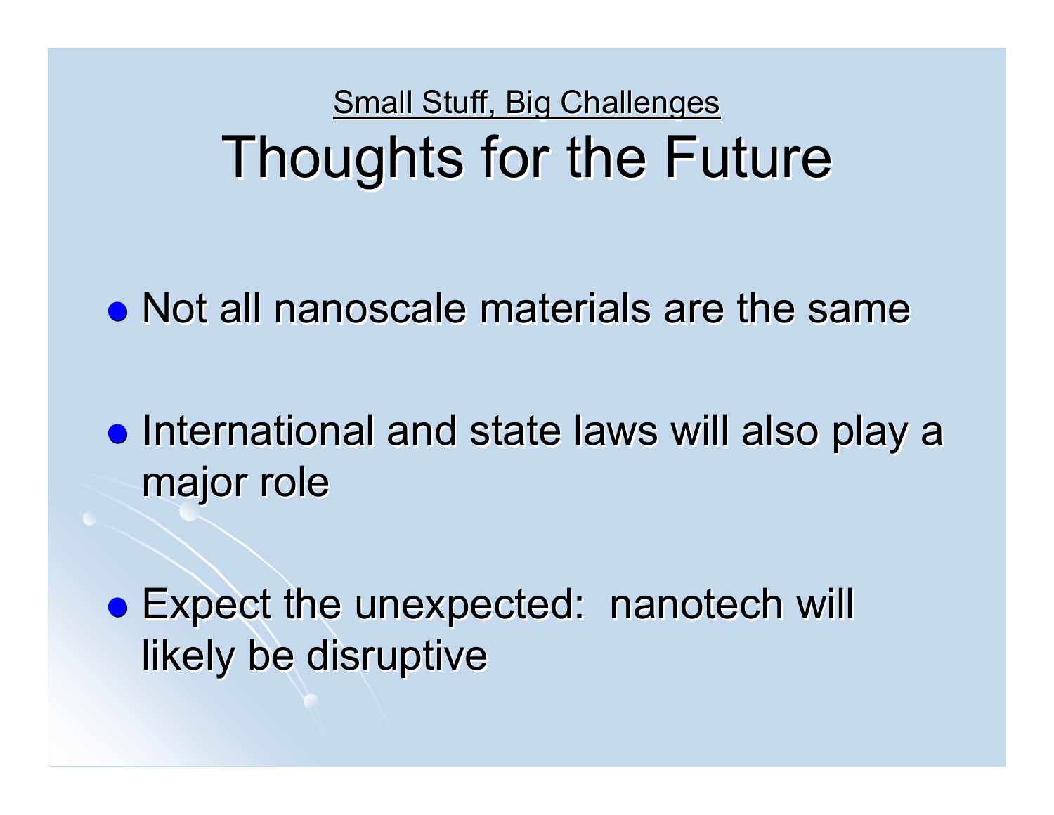Small Stuff, Big Challenges

# Thoughts for the Future

- Not all nanoscale materials are the same
- International and state laws will also play a major role
- Expect the unexpected: nanotech will likely be disruptive